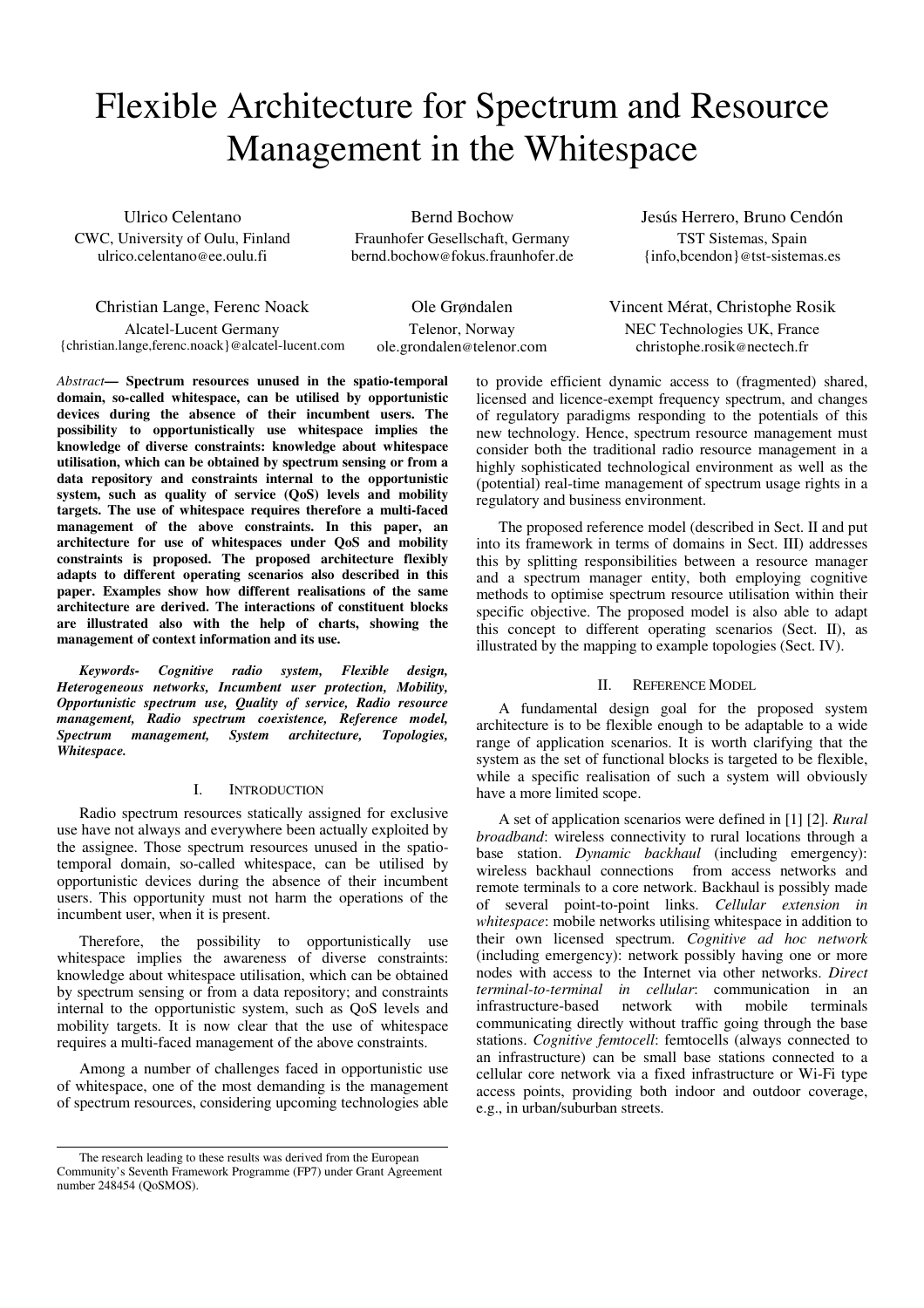# Flexible Architecture for Spectrum and Resource Management in the Whitespace

Ulrico Celentano
CWC, University of Oulu, Finland
ulrico.celentano@ee.oulu.fi

Bernd Bochow
Fraunhofer Gesellschaft, Germany
bernd.bochow@fokus.fraunhofer.de

Jesús Herrero, Bruno Cendón
TST Sistemas, Spain
{info,bcendon}@tst-sistemas.es

Christian Lange, Ferenc Noack
Alcatel-Lucent Germany
{christian.lange,ferenc.noack}@alcatel-lucent.com

Ole Grøndalen
Telenor, Norway
ole.grondalen@telenor.com

Vincent Mérat, Christophe Rosik
NEC Technologies UK, France
christophe.rosik@nectech.fr

*Abstract*— **Spectrum resources unused in the spatio-temporal domain, so-called whitespace, can be utilised by opportunistic devices during the absence of their incumbent users. The possibility to opportunistically use whitespace implies the knowledge of diverse constraints: knowledge about whitespace utilisation, which can be obtained by spectrum sensing or from a data repository and constraints internal to the opportunistic system, such as quality of service (QoS) levels and mobility targets. The use of whitespace requires therefore a multi-faced management of the above constraints. In this paper, an architecture for use of whitespaces under QoS and mobility constraints is proposed. The proposed architecture flexibly adapts to different operating scenarios also described in this paper. Examples show how different realisations of the same architecture are derived. The interactions of constituent blocks are illustrated also with the help of charts, showing the management of context information and its use.**

***Keywords- Cognitive radio system, Flexible design, Heterogeneous networks, Incumbent user protection, Mobility, Opportunistic spectrum use, Quality of service, Radio resource management, Radio spectrum coexistence, Reference model, Spectrum management, System architecture, Topologies, Whitespace.***

## I. INTRODUCTION

Radio spectrum resources statically assigned for exclusive use have not always and everywhere been actually exploited by the assignee. Those spectrum resources unused in the spatio-temporal domain, so-called whitespace, can be utilised by opportunistic devices during the absence of their incumbent users. This opportunity must not harm the operations of the incumbent user, when it is present.

Therefore, the possibility to opportunistically use whitespace implies the awareness of diverse constraints: knowledge about whitespace utilisation, which can be obtained by spectrum sensing or from a data repository; and constraints internal to the opportunistic system, such as QoS levels and mobility targets. It is now clear that the use of whitespace requires a multi-faced management of the above constraints.

Among a number of challenges faced in opportunistic use of whitespace, one of the most demanding is the management of spectrum resources, considering upcoming technologies able to provide efficient dynamic access to (fragmented) shared, licensed and licence-exempt frequency spectrum, and changes of regulatory paradigms responding to the potentials of this new technology. Hence, spectrum resource management must consider both the traditional radio resource management in a highly sophisticated technological environment as well as the (potential) real-time management of spectrum usage rights in a regulatory and business environment.

The proposed reference model (described in Sect. II and put into its framework in terms of domains in Sect. III) addresses this by splitting responsibilities between a resource manager and a spectrum manager entity, both employing cognitive methods to optimise spectrum resource utilisation within their specific objective. The proposed model is also able to adapt this concept to different operating scenarios (Sect. II), as illustrated by the mapping to example topologies (Sect. IV).

## II. REFERENCE MODEL

A fundamental design goal for the proposed system architecture is to be flexible enough to be adaptable to a wide range of application scenarios. It is worth clarifying that the system as the set of functional blocks is targeted to be flexible, while a specific realisation of such a system will obviously have a more limited scope.

A set of application scenarios were defined in [1] [2]. *Rural broadband*: wireless connectivity to rural locations through a base station. *Dynamic backhaul* (including emergency): wireless backhaul connections from access networks and remote terminals to a core network. Backhaul is possibly made of several point-to-point links. *Cellular extension in whitespace*: mobile networks utilising whitespace in addition to their own licensed spectrum. *Cognitive ad hoc network* (including emergency): network possibly having one or more nodes with access to the Internet via other networks. *Direct terminal-to-terminal in cellular*: communication in an infrastructure-based network with mobile terminals communicating directly without traffic going through the base stations. *Cognitive femtocell*: femtocells (always connected to an infrastructure) can be small base stations connected to a cellular core network via a fixed infrastructure or Wi-Fi type access points, providing both indoor and outdoor coverage, e.g., in urban/suburban streets.

The research leading to these results was derived from the European Community's Seventh Framework Programme (FP7) under Grant Agreement number 248454 (QoSMOS).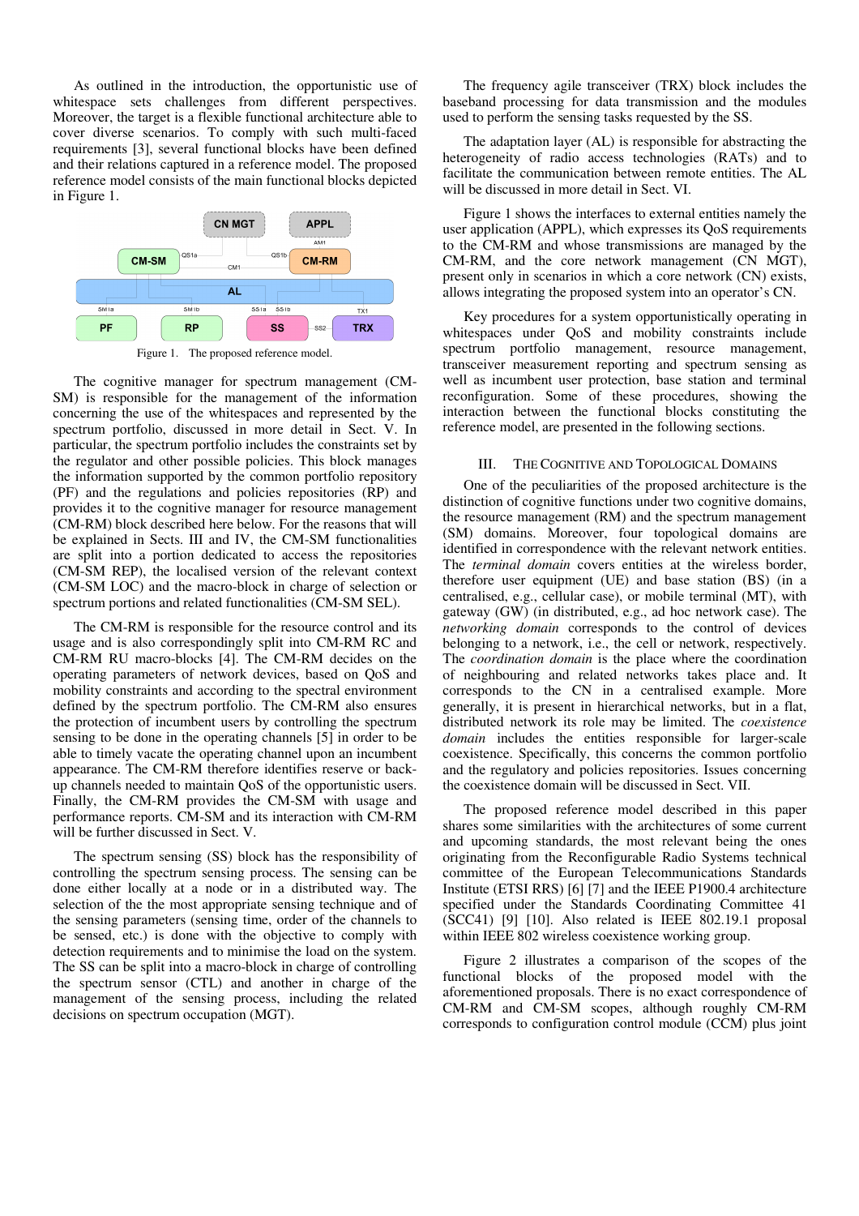As outlined in the introduction, the opportunistic use of whitespace sets challenges from different perspectives. Moreover, the target is a flexible functional architecture able to cover diverse scenarios. To comply with such multi-faced requirements [3], several functional blocks have been defined and their relations captured in a reference model. The proposed reference model consists of the main functional blocks depicted in Figure 1.

Figure 1. The proposed reference model.

The cognitive manager for spectrum management (CM-SM) is responsible for the management of the information concerning the use of the whitespaces and represented by the spectrum portfolio, discussed in more detail in Sect. V. In particular, the spectrum portfolio includes the constraints set by the regulator and other possible policies. This block manages the information supported by the common portfolio repository (PF) and the regulations and policies repositories (RP) and provides it to the cognitive manager for resource management (CM-RM) block described here below. For the reasons that will be explained in Sects. III and IV, the CM-SM functionalities are split into a portion dedicated to access the repositories (CM-SM REP), the localised version of the relevant context (CM-SM LOC) and the macro-block in charge of selection or spectrum portions and related functionalities (CM-SM SEL).

The CM-RM is responsible for the resource control and its usage and is also correspondingly split into CM-RM RC and CM-RM RU macro-blocks [4]. The CM-RM decides on the operating parameters of network devices, based on QoS and mobility constraints and according to the spectral environment defined by the spectrum portfolio. The CM-RM also ensures the protection of incumbent users by controlling the spectrum sensing to be done in the operating channels [5] in order to be able to timely vacate the operating channel upon an incumbent appearance. The CM-RM therefore identifies reserve or back-up channels needed to maintain QoS of the opportunistic users. Finally, the CM-RM provides the CM-SM with usage and performance reports. CM-SM and its interaction with CM-RM will be further discussed in Sect. V.

The spectrum sensing (SS) block has the responsibility of controlling the spectrum sensing process. The sensing can be done either locally at a node or in a distributed way. The selection of the the most appropriate sensing technique and of the sensing parameters (sensing time, order of the channels to be sensed, etc.) is done with the objective to comply with detection requirements and to minimise the load on the system. The SS can be split into a macro-block in charge of controlling the spectrum sensor (CTL) and another in charge of the management of the sensing process, including the related decisions on spectrum occupation (MGT).

The frequency agile transceiver (TRX) block includes the baseband processing for data transmission and the modules used to perform the sensing tasks requested by the SS.

The adaptation layer (AL) is responsible for abstracting the heterogeneity of radio access technologies (RATs) and to facilitate the communication between remote entities. The AL will be discussed in more detail in Sect. VI.

Figure 1 shows the interfaces to external entities namely the user application (APPL), which expresses its QoS requirements to the CM-RM and whose transmissions are managed by the CM-RM, and the core network management (CN MGT), present only in scenarios in which a core network (CN) exists, allows integrating the proposed system into an operator's CN.

Key procedures for a system opportunistically operating in whitespaces under QoS and mobility constraints include spectrum portfolio management, resource management, transceiver measurement reporting and spectrum sensing as well as incumbent user protection, base station and terminal reconfiguration. Some of these procedures, showing the interaction between the functional blocks constituting the reference model, are presented in the following sections.

## III. The Cognitive and Topological Domains

One of the peculiarities of the proposed architecture is the distinction of cognitive functions under two cognitive domains, the resource management (RM) and the spectrum management (SM) domains. Moreover, four topological domains are identified in correspondence with the relevant network entities. The *terminal domain* covers entities at the wireless border, therefore user equipment (UE) and base station (BS) (in a centralised, e.g., cellular case), or mobile terminal (MT), with gateway (GW) (in distributed, e.g., ad hoc network case). The *networking domain* corresponds to the control of devices belonging to a network, i.e., the cell or network, respectively. The *coordination domain* is the place where the coordination of neighbouring and related networks takes place and. It corresponds to the CN in a centralised example. More generally, it is present in hierarchical networks, but in a flat, distributed network its role may be limited. The *coexistence domain* includes the entities responsible for larger-scale coexistence. Specifically, this concerns the common portfolio and the regulatory and policies repositories. Issues concerning the coexistence domain will be discussed in Sect. VII.

The proposed reference model described in this paper shares some similarities with the architectures of some current and upcoming standards, the most relevant being the ones originating from the Reconfigurable Radio Systems technical committee of the European Telecommunications Standards Institute (ETSI RRS) [6] [7] and the IEEE P1900.4 architecture specified under the Standards Coordinating Committee 41 (SCC41) [9] [10]. Also related is IEEE 802.19.1 proposal within IEEE 802 wireless coexistence working group.

Figure 2 illustrates a comparison of the scopes of the functional blocks of the proposed model with the aforementioned proposals. There is no exact correspondence of CM-RM and CM-SM scopes, although roughly CM-RM corresponds to configuration control module (CCM) plus joint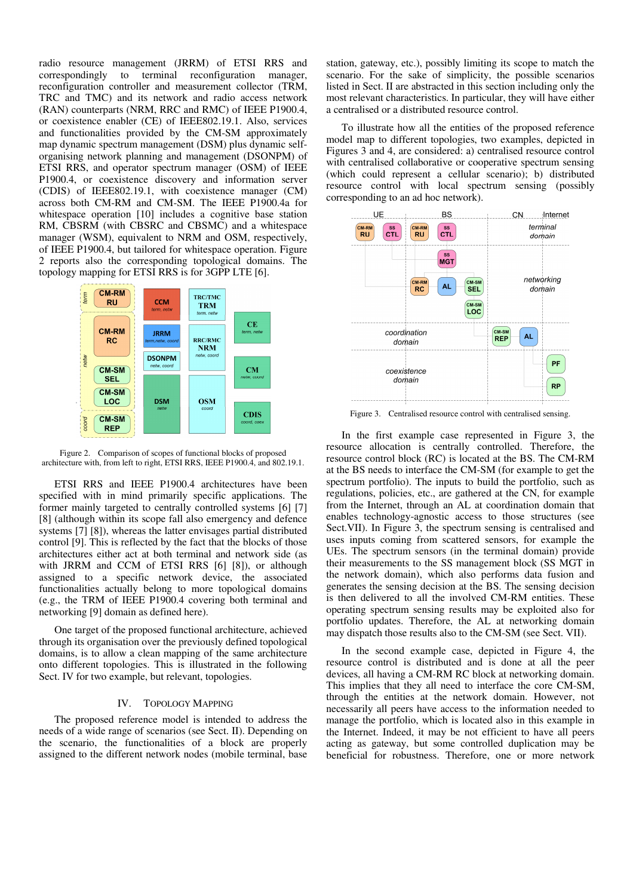radio resource management (JRRM) of ETSI RRS and correspondingly to terminal reconfiguration manager, reconfiguration controller and measurement collector (TRM, TRC and TMC) and its network and radio access network (RAN) counterparts (NRM, RRC and RMC) of IEEE P1900.4, or coexistence enabler (CE) of IEEE802.19.1. Also, services and functionalities provided by the CM-SM approximately map dynamic spectrum management (DSM) plus dynamic self-organising network planning and management (DSONPM) of ETSI RRS, and operator spectrum manager (OSM) of IEEE P1900.4, or coexistence discovery and information server (CDIS) of IEEE802.19.1, with coexistence manager (CM) across both CM-RM and CM-SM. The IEEE P1900.4a for whitespace operation [10] includes a cognitive base station RM, CBSRM (with CBSRC and CBSMC) and a whitespace manager (WSM), equivalent to NRM and OSM, respectively, of IEEE P1900.4, but tailored for whitespace operation. Figure 2 reports also the corresponding topological domains. The topology mapping for ETSI RRS is for 3GPP LTE [6].

Figure 2. Comparison of scopes of functional blocks of proposed architecture with, from left to right, ETSI RRS, IEEE P1900.4, and 802.19.1.

ETSI RRS and IEEE P1900.4 architectures have been specified with in mind primarily specific applications. The former mainly targeted to centrally controlled systems [6] [7] [8] (although within its scope fall also emergency and defence systems [7] [8]), whereas the latter envisages partial distributed control [9]. This is reflected by the fact that the blocks of those architectures either act at both terminal and network side (as with JRRM and CCM of ETSI RRS [6] [8]), or although assigned to a specific network device, the associated functionalities actually belong to more topological domains (e.g., the TRM of IEEE P1900.4 covering both terminal and networking [9] domain as defined here).

One target of the proposed functional architecture, achieved through its organisation over the previously defined topological domains, is to allow a clean mapping of the same architecture onto different topologies. This is illustrated in the following Sect. IV for two example, but relevant, topologies.

## IV. Topology Mapping

The proposed reference model is intended to address the needs of a wide range of scenarios (see Sect. II). Depending on the scenario, the functionalities of a block are properly assigned to the different network nodes (mobile terminal, base station, gateway, etc.), possibly limiting its scope to match the scenario. For the sake of simplicity, the possible scenarios listed in Sect. II are abstracted in this section including only the most relevant characteristics. In particular, they will have either a centralised or a distributed resource control.

To illustrate how all the entities of the proposed reference model map to different topologies, two examples, depicted in Figures 3 and 4, are considered: a) centralised resource control with centralised collaborative or cooperative spectrum sensing (which could represent a cellular scenario); b) distributed resource control with local spectrum sensing (possibly corresponding to an ad hoc network).

Figure 3. Centralised resource control with centralised sensing.

In the first example case represented in Figure 3, the resource allocation is centrally controlled. Therefore, the resource control block (RC) is located at the BS. The CM-RM at the BS needs to interface the CM-SM (for example to get the spectrum portfolio). The inputs to build the portfolio, such as regulations, policies, etc., are gathered at the CN, for example from the Internet, through an AL at coordination domain that enables technology-agnostic access to those structures (see Sect.VII). In Figure 3, the spectrum sensing is centralised and uses inputs coming from scattered sensors, for example the UEs. The spectrum sensors (in the terminal domain) provide their measurements to the SS management block (SS MGT in the network domain), which also performs data fusion and generates the sensing decision at the BS. The sensing decision is then delivered to all the involved CM-RM entities. These operating spectrum sensing results may be exploited also for portfolio updates. Therefore, the AL at networking domain may dispatch those results also to the CM-SM (see Sect. VII).

In the second example case, depicted in Figure 4, the resource control is distributed and is done at all the peer devices, all having a CM-RM RC block at networking domain. This implies that they all need to interface the core CM-SM, through the entities at the network domain. However, not necessarily all peers have access to the information needed to manage the portfolio, which is located also in this example in the Internet. Indeed, it may be not efficient to have all peers acting as gateway, but some controlled duplication may be beneficial for robustness. Therefore, one or more network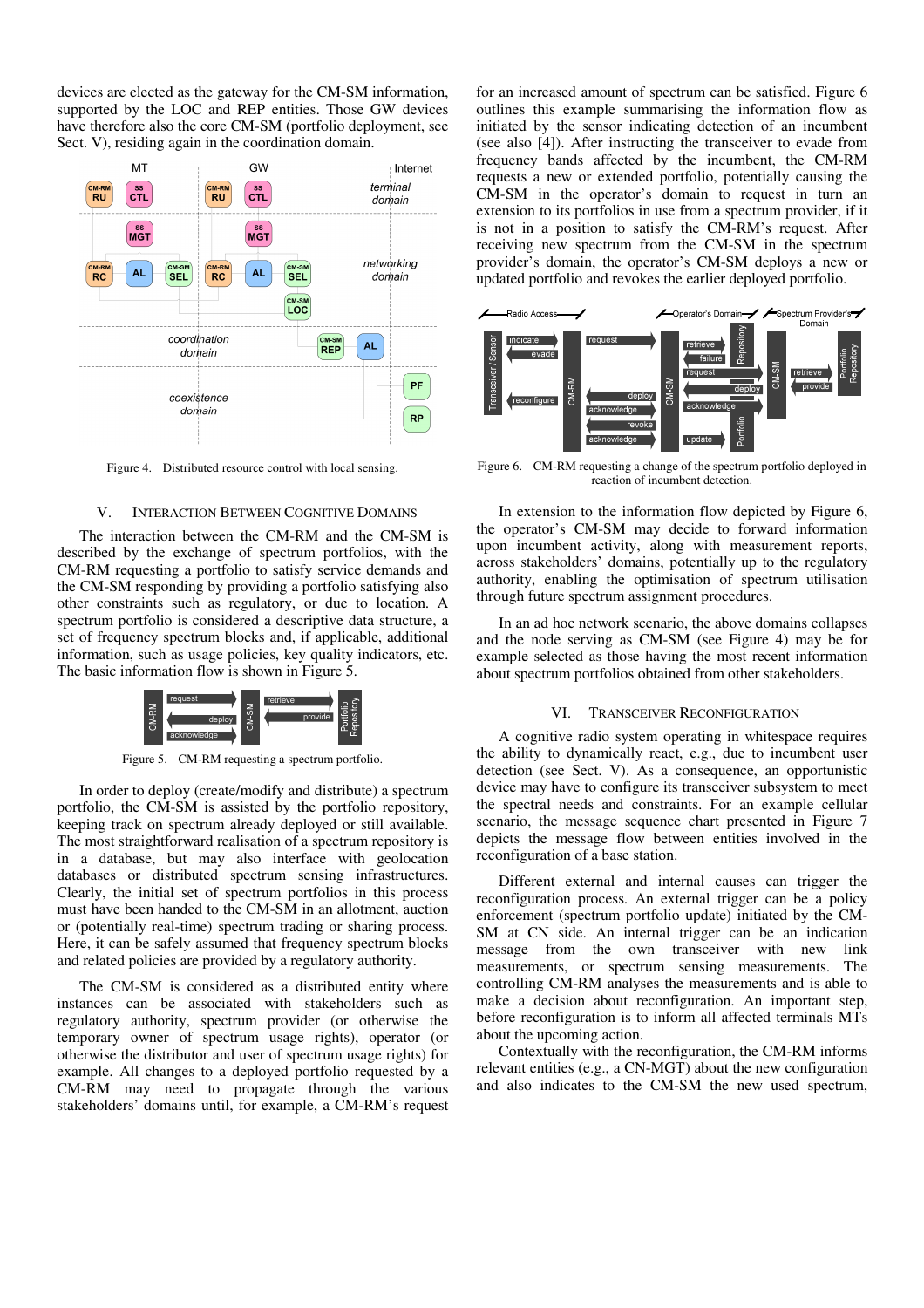devices are elected as the gateway for the CM-SM information, supported by the LOC and REP entities. Those GW devices have therefore also the core CM-SM (portfolio deployment, see Sect. V), residing again in the coordination domain.

Figure 4. Distributed resource control with local sensing.

## V. Interaction Between Cognitive Domains

The interaction between the CM-RM and the CM-SM is described by the exchange of spectrum portfolios, with the CM-RM requesting a portfolio to satisfy service demands and the CM-SM responding by providing a portfolio satisfying also other constraints such as regulatory, or due to location. A spectrum portfolio is considered a descriptive data structure, a set of frequency spectrum blocks and, if applicable, additional information, such as usage policies, key quality indicators, etc. The basic information flow is shown in Figure 5.

Figure 5. CM-RM requesting a spectrum portfolio.

In order to deploy (create/modify and distribute) a spectrum portfolio, the CM-SM is assisted by the portfolio repository, keeping track on spectrum already deployed or still available. The most straightforward realisation of a spectrum repository is in a database, but may also interface with geolocation databases or distributed spectrum sensing infrastructures. Clearly, the initial set of spectrum portfolios in this process must have been handed to the CM-SM in an allotment, auction or (potentially real-time) spectrum trading or sharing process. Here, it can be safely assumed that frequency spectrum blocks and related policies are provided by a regulatory authority.

The CM-SM is considered as a distributed entity where instances can be associated with stakeholders such as regulatory authority, spectrum provider (or otherwise the temporary owner of spectrum usage rights), operator (or otherwise the distributor and user of spectrum usage rights) for example. All changes to a deployed portfolio requested by a CM-RM may need to propagate through the various stakeholders' domains until, for example, a CM-RM's request for an increased amount of spectrum can be satisfied. Figure 6 outlines this example summarising the information flow as initiated by the sensor indicating detection of an incumbent (see also [4]). After instructing the transceiver to evade from frequency bands affected by the incumbent, the CM-RM requests a new or extended portfolio, potentially causing the CM-SM in the operator's domain to request in turn an extension to its portfolios in use from a spectrum provider, if it is not in a position to satisfy the CM-RM's request. After receiving new spectrum from the CM-SM in the spectrum provider's domain, the operator's CM-SM deploys a new or updated portfolio and revokes the earlier deployed portfolio.

Figure 6. CM-RM requesting a change of the spectrum portfolio deployed in reaction of incumbent detection.

In extension to the information flow depicted by Figure 6, the operator's CM-SM may decide to forward information upon incumbent activity, along with measurement reports, across stakeholders' domains, potentially up to the regulatory authority, enabling the optimisation of spectrum utilisation through future spectrum assignment procedures.

In an ad hoc network scenario, the above domains collapses and the node serving as CM-SM (see Figure 4) may be for example selected as those having the most recent information about spectrum portfolios obtained from other stakeholders.

## VI. Transceiver Reconfiguration

A cognitive radio system operating in whitespace requires the ability to dynamically react, e.g., due to incumbent user detection (see Sect. V). As a consequence, an opportunistic device may have to configure its transceiver subsystem to meet the spectral needs and constraints. For an example cellular scenario, the message sequence chart presented in Figure 7 depicts the message flow between entities involved in the reconfiguration of a base station.

Different external and internal causes can trigger the reconfiguration process. An external trigger can be a policy enforcement (spectrum portfolio update) initiated by the CM-SM at CN side. An internal trigger can be an indication message from the own transceiver with new link measurements, or spectrum sensing measurements. The controlling CM-RM analyses the measurements and is able to make a decision about reconfiguration. An important step, before reconfiguration is to inform all affected terminals MTs about the upcoming action.

Contextually with the reconfiguration, the CM-RM informs relevant entities (e.g., a CN-MGT) about the new configuration and also indicates to the CM-SM the new used spectrum,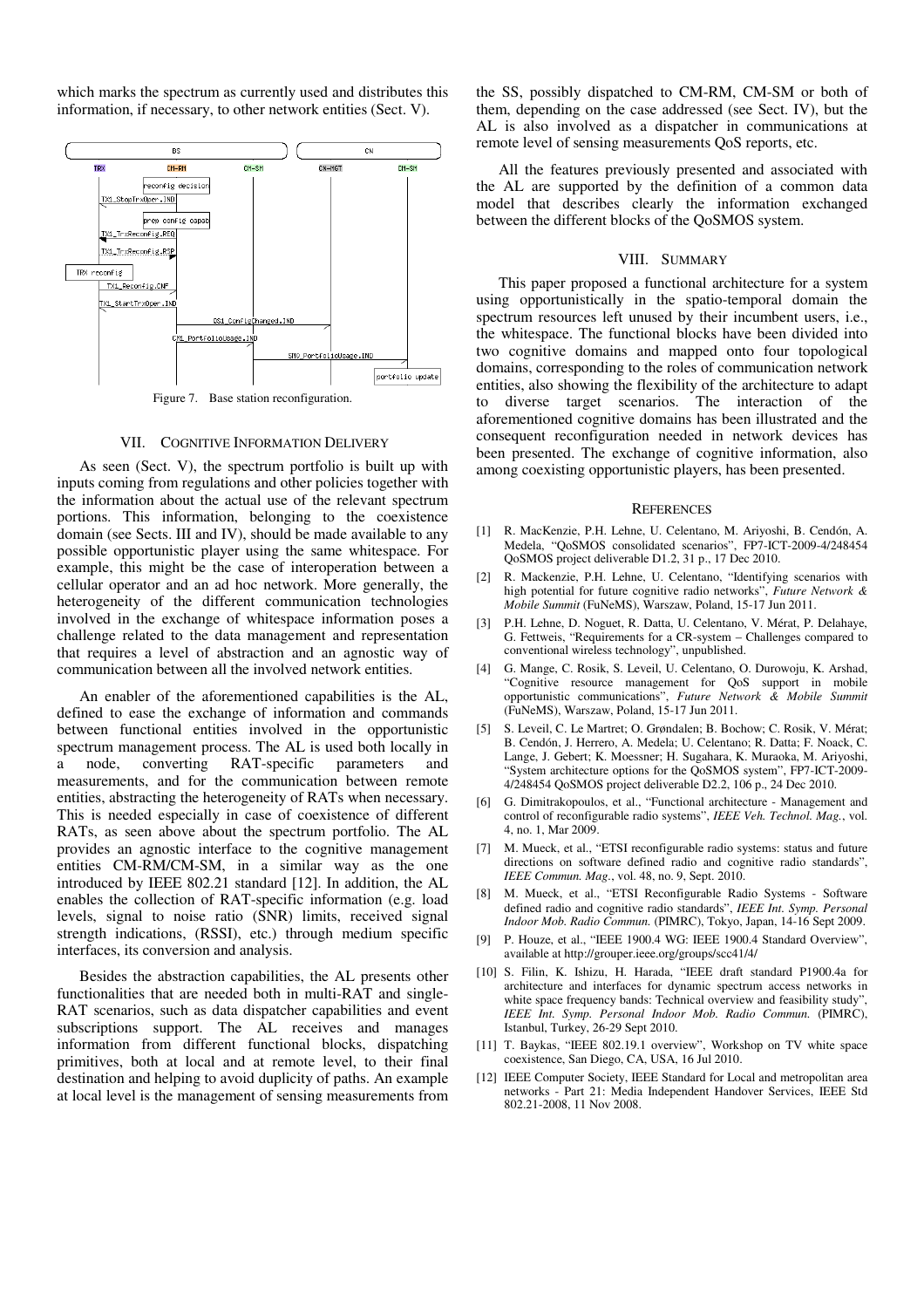which marks the spectrum as currently used and distributes this information, if necessary, to other network entities (Sect. V).

BS
CN
TRX
CM-RM
CM-SM
CN-MGT
CM-SM
reconfig decision
TX1_StopTrxOper.IND
prep config capab
TX1_TrxReconfig.REQ
TX1_TrxReconfig.RSP
TRX reconfig
TX1_Reconfig.CNF
TX1_StartTrxOper.IND
DS1_ConfigChanged.IND
CM1_PortfolioUsage.IND
SN0_PortfolioUsage.IND
portfolio update

Figure 7. Base station reconfiguration.

## VII. COGNITIVE INFORMATION DELIVERY

As seen (Sect. V), the spectrum portfolio is built up with inputs coming from regulations and other policies together with the information about the actual use of the relevant spectrum portions. This information, belonging to the coexistence domain (see Sects. III and IV), should be made available to any possible opportunistic player using the same whitespace. For example, this might be the case of interoperation between a cellular operator and an ad hoc network. More generally, the heterogeneity of the different communication technologies involved in the exchange of whitespace information poses a challenge related to the data management and representation that requires a level of abstraction and an agnostic way of communication between all the involved network entities.

An enabler of the aforementioned capabilities is the AL, defined to ease the exchange of information and commands between functional entities involved in the opportunistic spectrum management process. The AL is used both locally in a node, converting RAT-specific parameters and measurements, and for the communication between remote entities, abstracting the heterogeneity of RATs when necessary. This is needed especially in case of coexistence of different RATs, as seen above about the spectrum portfolio. The AL provides an agnostic interface to the cognitive management entities CM-RM/CM-SM, in a similar way as the one introduced by IEEE 802.21 standard [12]. In addition, the AL enables the collection of RAT-specific information (e.g. load levels, signal to noise ratio (SNR) limits, received signal strength indications, (RSSI), etc.) through medium specific interfaces, its conversion and analysis.

Besides the abstraction capabilities, the AL presents other functionalities that are needed both in multi-RAT and single-RAT scenarios, such as data dispatcher capabilities and event subscriptions support. The AL receives and manages information from different functional blocks, dispatching primitives, both at local and at remote level, to their final destination and helping to avoid duplicity of paths. An example at local level is the management of sensing measurements from the SS, possibly dispatched to CM-RM, CM-SM or both of them, depending on the case addressed (see Sect. IV), but the AL is also involved as a dispatcher in communications at remote level of sensing measurements QoS reports, etc.

All the features previously presented and associated with the AL are supported by the definition of a common data model that describes clearly the information exchanged between the different blocks of the QoSMOS system.

## VIII. SUMMARY

This paper proposed a functional architecture for a system using opportunistically in the spatio-temporal domain the spectrum resources left unused by their incumbent users, i.e., the whitespace. The functional blocks have been divided into two cognitive domains and mapped onto four topological domains, corresponding to the roles of communication network entities, also showing the flexibility of the architecture to adapt to diverse target scenarios. The interaction of the aforementioned cognitive domains has been illustrated and the consequent reconfiguration needed in network devices has been presented. The exchange of cognitive information, also among coexisting opportunistic players, has been presented.

## REFERENCES

[1] R. MacKenzie, P.H. Lehne, U. Celentano, M. Ariyoshi, B. Cendón, A. Medela, "QoSMOS consolidated scenarios", FP7-ICT-2009-4/248454 QoSMOS project deliverable D1.2, 31 p., 17 Dec 2010.

[2] R. Mackenzie, P.H. Lehne, U. Celentano, "Identifying scenarios with high potential for future cognitive radio networks", *Future Network & Mobile Summit* (FuNeMS), Warszaw, Poland, 15-17 Jun 2011.

[3] P.H. Lehne, D. Noguet, R. Datta, U. Celentano, V. Mérat, P. Delahaye, G. Fettweis, "Requirements for a CR-system – Challenges compared to conventional wireless technology", unpublished.

[4] G. Mange, C. Rosik, S. Leveil, U. Celentano, O. Durowoju, K. Arshad, "Cognitive resource management for QoS support in mobile opportunistic communications", *Future Network & Mobile Summit* (FuNeMS), Warszaw, Poland, 15-17 Jun 2011.

[5] S. Leveil, C. Le Martret; O. Grøndalen; B. Bochow; C. Rosik, V. Mérat; B. Cendón, J. Herrero, A. Medela; U. Celentano; R. Datta; F. Noack, C. Lange, J. Gebert; K. Moessner; H. Sugahara, K. Muraoka, M. Ariyoshi, "System architecture options for the QoSMOS system", FP7-ICT-2009-4/248454 QoSMOS project deliverable D2.2, 106 p., 24 Dec 2010.

[6] G. Dimitrakopoulos, et al., "Functional architecture - Management and control of reconfigurable radio systems", *IEEE Veh. Technol. Mag.*, vol. 4, no. 1, Mar 2009.

[7] M. Mueck, et al., "ETSI reconfigurable radio systems: status and future directions on software defined radio and cognitive radio standards", *IEEE Commun. Mag.*, vol. 48, no. 9, Sept. 2010.

[8] M. Mueck, et al., "ETSI Reconfigurable Radio Systems - Software defined radio and cognitive radio standards", *IEEE Int. Symp. Personal Indoor Mob. Radio Commun.* (PIMRC), Tokyo, Japan, 14-16 Sept 2009.

[9] P. Houze, et al., "IEEE 1900.4 WG: IEEE 1900.4 Standard Overview", available at http://grouper.ieee.org/groups/scc41/4/

[10] S. Filin, K. Ishizu, H. Harada, "IEEE draft standard P1900.4a for architecture and interfaces for dynamic spectrum access networks in white space frequency bands: Technical overview and feasibility study", *IEEE Int. Symp. Personal Indoor Mob. Radio Commun.* (PIMRC), Istanbul, Turkey, 26-29 Sept 2010.

[11] T. Baykas, "IEEE 802.19.1 overview", Workshop on TV white space coexistence, San Diego, CA, USA, 16 Jul 2010.

[12] IEEE Computer Society, IEEE Standard for Local and metropolitan area networks - Part 21: Media Independent Handover Services, IEEE Std 802.21-2008, 11 Nov 2008.